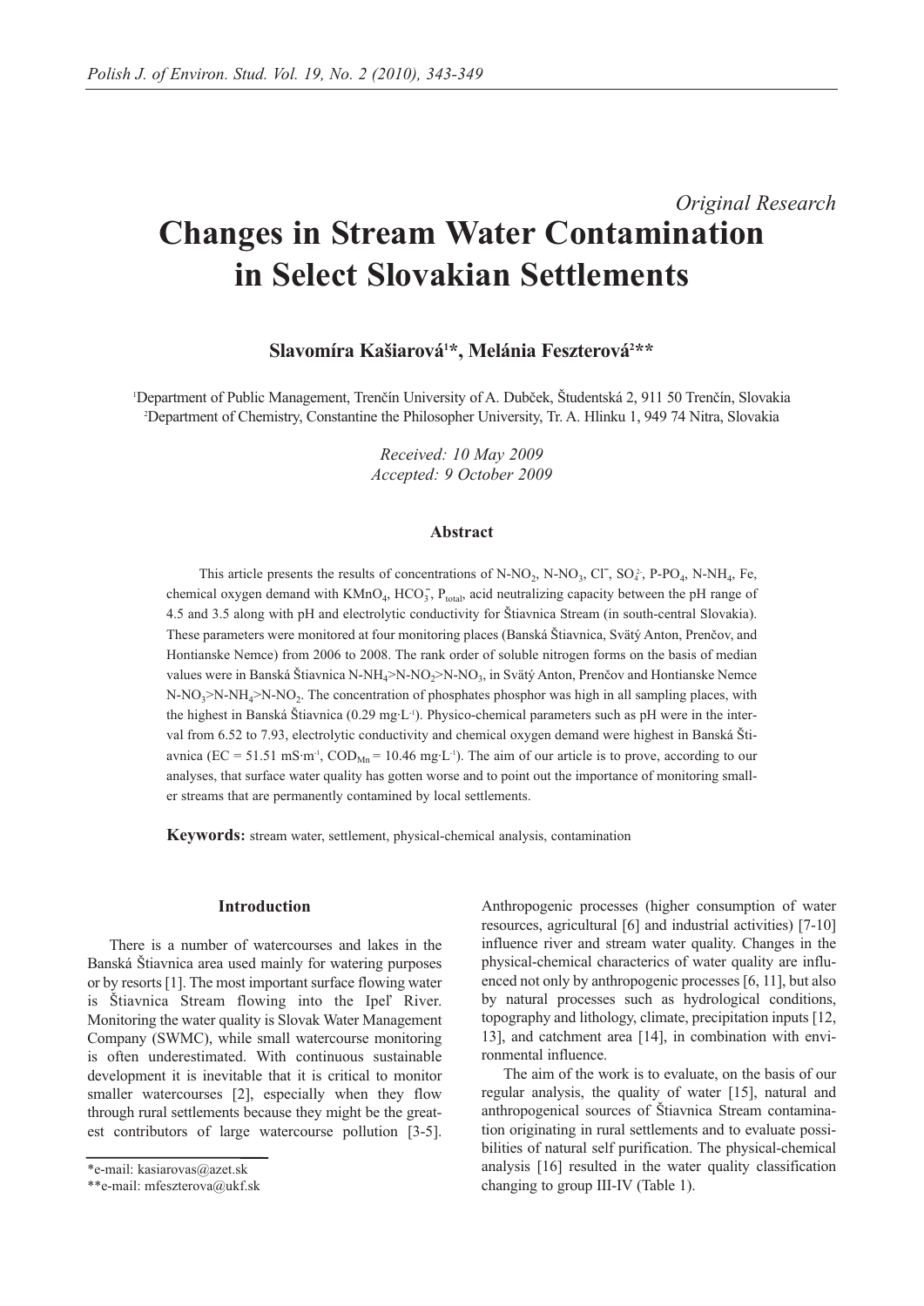*Original Research*

# Changes in Stream Water Contamination in Select Slovakian Settlements

**Slavomíra Kašiarová[1]*, Melánia Feszterová[2]****

[1]Department of Public Management, Trenčín University of A. Dubček, Študentská 2, 911 50 Trenčín, Slovakia
[2]Department of Chemistry, Constantine the Philosopher University, Tr. A. Hlinku 1, 949 74 Nitra, Slovakia

*Received: 10 May 2009*
*Accepted: 9 October 2009*

### Abstract

This article presents the results of concentrations of N-$NO_2$, N-$NO_3$, $Cl^-$, $SO_4^{2-}$, P-$PO_4$, N-$NH_4$, Fe, chemical oxygen demand with $KMnO_4$, $HCO_3^-$, $P_{total}$, acid neutralizing capacity between the pH range of 4.5 and 3.5 along with pH and electrolytic conductivity for Štiavnica Stream (in south-central Slovakia). These parameters were monitored at four monitoring places (Banská Štiavnica, Svätý Anton, Prenčov, and Hontianske Nemce) from 2006 to 2008. The rank order of soluble nitrogen forms on the basis of median values were in Banská Štiavnica N-$NH_4$>N-$NO_2$>N-$NO_3$, in Svätý Anton, Prenčov and Hontianske Nemce N-$NO_3$>N-$NH_4$>N-$NO_2$. The concentration of phosphates phosphor was high in all sampling places, with the highest in Banská Štiavnica (0.29 mg·L$^{-1}$). Physico-chemical parameters such as pH were in the interval from 6.52 to 7.93, electrolytic conductivity and chemical oxygen demand were highest in Banská Štiavnica (EC = 51.51 mS·m$^{-1}$, $COD_{Mn}$ = 10.46 mg·L$^{-1}$). The aim of our article is to prove, according to our analyses, that surface water quality has gotten worse and to point out the importance of monitoring smaller streams that are permanently contamined by local settlements.

**Keywords:** stream water, settlement, physical-chemical analysis, contamination

### Introduction

There is a number of watercourses and lakes in the Banská Štiavnica area used mainly for watering purposes or by resorts [1]. The most important surface flowing water is Štiavnica Stream flowing into the Ipeľ River. Monitoring the water quality is Slovak Water Management Company (SWMC), while small watercourse monitoring is often underestimated. With continuous sustainable development it is inevitable that it is critical to monitor smaller watercourses [2], especially when they flow through rural settlements because they might be the greatest contributors of large watercourse pollution [3-5]. Anthropogenic processes (higher consumption of water resources, agricultural [6] and industrial activities) [7-10] influence river and stream water quality. Changes in the physical-chemical characteristics of water quality are influenced not only by anthropogenic processes [6, 11], but also by natural processes such as hydrological conditions, topography and lithology, climate, precipitation inputs [12, 13], and catchment area [14], in combination with environmental influence.

The aim of the work is to evaluate, on the basis of our regular analysis, the quality of water [15], natural and anthropogenical sources of Štiavnica Stream contamination originating in rural settlements and to evaluate possibilities of natural self purification. The physical-chemical analysis [16] resulted in the water quality classification changing to group III-IV (Table 1).

*e-mail: kasiarovas@azet.sk
**e-mail: mfeszterova@ukf.sk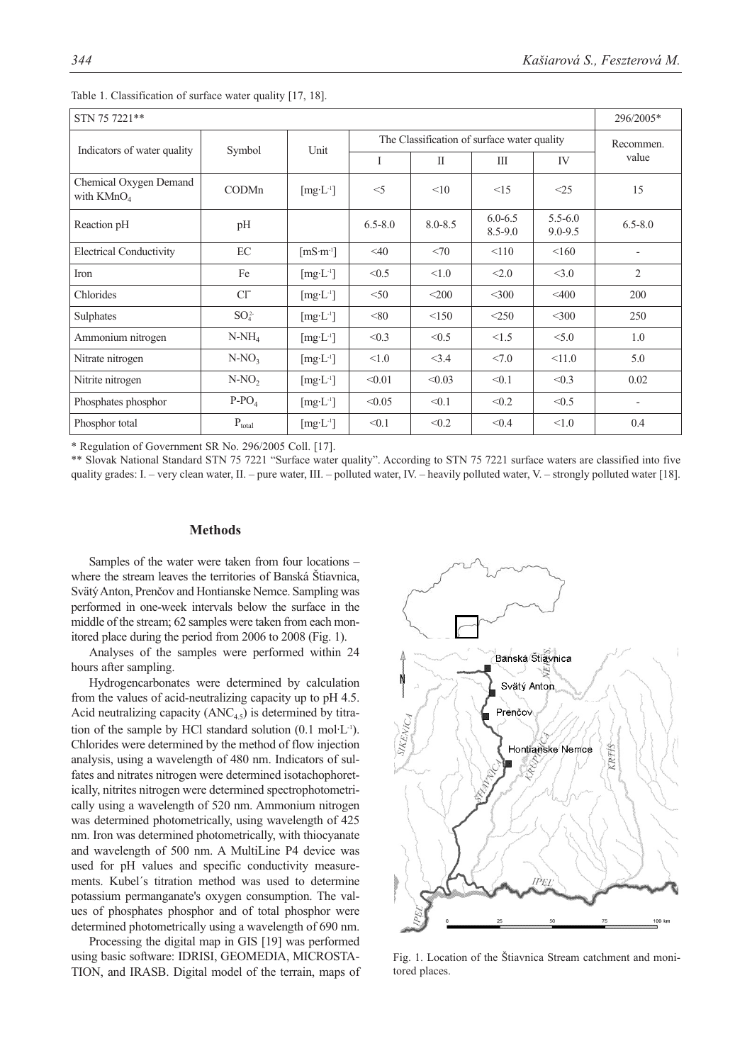Table 1. Classification of surface water quality [17, 18].

| STN 75 7221** | | | | | | | 296/2005* |
|---|---|---|---|---|---|---|---|
| Indicators of water quality | Symbol | Unit | The Classification of surface water quality | | | | Recommen. value |
| | | | I | II | III | IV | |
| Chemical Oxygen Demand with $KMnO_4$ | CODMn | $[mg \cdot L^{-1}]$ | <5 | <10 | <15 | <25 | 15 |
| Reaction pH | pH | | 6.5-8.0 | 8.0-8.5 | 6.0-6.5 8.5-9.0 | 5.5-6.0 9.0-9.5 | 6.5-8.0 |
| Electrical Conductivity | EC | $[mS \cdot m^{-1}]$ | <40 | <70 | <110 | <160 | - |
| Iron | Fe | $[mg \cdot L^{-1}]$ | <0.5 | <1.0 | <2.0 | <3.0 | 2 |
| Chlorides | $Cl^-$ | $[mg \cdot L^{-1}]$ | <50 | <200 | <300 | <400 | 200 |
| Sulphates | $SO_4^{2-}$ | $[mg \cdot L^{-1}]$ | <80 | <150 | <250 | <300 | 250 |
| Ammonium nitrogen | $N\text{-}NH_4$ | $[mg \cdot L^{-1}]$ | <0.3 | <0.5 | <1.5 | <5.0 | 1.0 |
| Nitrate nitrogen | $N\text{-}NO_3$ | $[mg \cdot L^{-1}]$ | <1.0 | <3.4 | <7.0 | <11.0 | 5.0 |
| Nitrite nitrogen | $N\text{-}NO_2$ | $[mg \cdot L^{-1}]$ | <0.01 | <0.03 | <0.1 | <0.3 | 0.02 |
| Phosphates phosphor | $P\text{-}PO_4$ | $[mg \cdot L^{-1}]$ | <0.05 | <0.1 | <0.2 | <0.5 | - |
| Phosphor total | $P_{total}$ | $[mg \cdot L^{-1}]$ | <0.1 | <0.2 | <0.4 | <1.0 | 0.4 |

\* Regulation of Government SR No. 296/2005 Coll. [17].

\*\* Slovak National Standard STN 75 7221 "Surface water quality". According to STN 75 7221 surface waters are classified into five quality grades: I. – very clean water, II. – pure water, III. – polluted water, IV. – heavily polluted water, V. – strongly polluted water [18].

## Methods

Samples of the water were taken from four locations – where the stream leaves the territories of Banská Štiavnica, Svätý Anton, Prenčov and Hontianske Nemce. Sampling was performed in one-week intervals below the surface in the middle of the stream; 62 samples were taken from each monitored place during the period from 2006 to 2008 (Fig. 1).

Analyses of the samples were performed within 24 hours after sampling.

Hydrogencarbonates were determined by calculation from the values of acid-neutralizing capacity up to pH 4.5. Acid neutralizing capacity ($ANC_{4.5}$) is determined by titration of the sample by HCl standard solution (0.1 $mol \cdot L^{-1}$). Chlorides were determined by the method of flow injection analysis, using a wavelength of 480 nm. Indicators of sulfates and nitrates nitrogen were determined isotachophoretically, nitrites nitrogen were determined spectrophotometrically using a wavelength of 520 nm. Ammonium nitrogen was determined photometrically, using wavelength of 425 nm. Iron was determined photometrically, with thiocyanate and wavelength of 500 nm. A MultiLine P4 device was used for pH values and specific conductivity measurements. Kubel´s titration method was used to determine potassium permanganate's oxygen consumption. The values of phosphates phosphor and of total phosphor were determined photometrically using a wavelength of 690 nm.

Processing the digital map in GIS [19] was performed using basic software: IDRISI, GEOMEDIA, MICROSTATION, and IRASB. Digital model of the terrain, maps of

Fig. 1. Location of the Štiavnica Stream catchment and monitored places.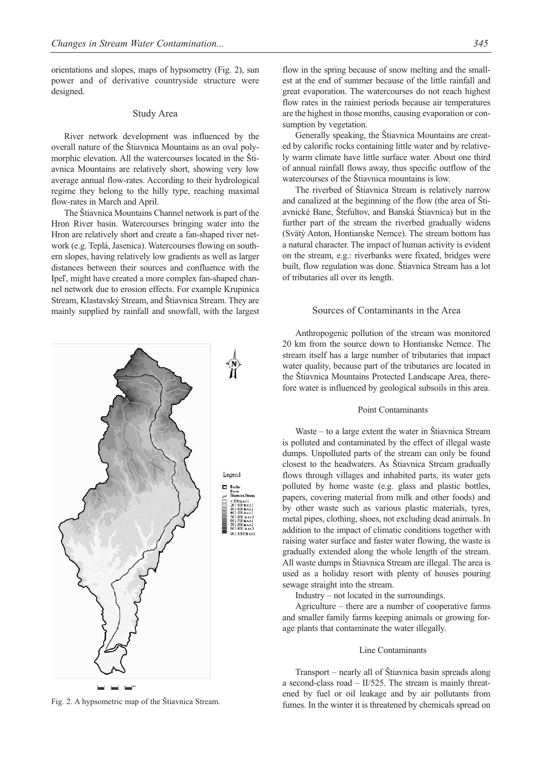orientations and slopes, maps of hypsometry (Fig. 2), sun power and of derivative countryside structure were designed.

## Study Area

River network development was influenced by the overall nature of the Štiavnica Mountains as an oval polymorphic elevation. All the watercourses located in the Štiavnica Mountains are relatively short, showing very low average annual flow-rates. According to their hydrological regime they belong to the hilly type, reaching maximal flow-rates in March and April.

The Štiavnica Mountains Channel network is part of the Hron River basin. Watercourses bringing water into the Hron are relatively short and create a fan-shaped river network (e.g. Teplá, Jasenica). Watercourses flowing on southern slopes, having relatively low gradients as well as larger distances between their sources and confluence with the Ipeľ, might have created a more complex fan-shaped channel network due to erosion effects. For example Krupinica Stream, Klastavský Stream, and Štiavnica Stream. They are mainly supplied by rainfall and snowfall, with the largest flow in the spring because of snow melting and the smallest at the end of summer because of the little rainfall and great evaporation. The watercourses do not reach highest flow rates in the rainiest periods because air temperatures are the highest in those months, causing evaporation or consumption by vegetation.

Generally speaking, the Štiavnica Mountains are created by calorific rocks containing little water and by relatively warm climate have little surface water. About one third of annual rainfall flows away, thus specific outflow of the watercourses of the Štiavnica mountains is low.

The riverbed of Štiavnica Stream is relatively narrow and canalized at the beginning of the flow (the area of Štiavnické Bane, Štefultov, and Banská Štiavnica) but in the further part of the stream the riverbed gradually widens (Svätý Anton, Hontianske Nemce). The stream bottom has a natural character. The impact of human activity is evident on the stream, e.g.: riverbanks were fixated, bridges were built, flow regulation was done. Štiavnica Stream has a lot of tributaries all over its length.

Fig. 2. A hypsometric map of the Štiavnica Stream.

## Sources of Contaminants in the Area

Anthropogenic pollution of the stream was monitored 20 km from the source down to Hontianske Nemce. The stream itself has a large number of tributaries that impact water quality, because part of the tributaries are located in the Štiavnica Mountains Protected Landscape Area, therefore water is influenced by geological subsoils in this area.

### Point Contaminants

Waste – to a large extent the water in Štiavnica Stream is polluted and contaminated by the effect of illegal waste dumps. Unpolluted parts of the stream can only be found closest to the headwaters. As Štiavnica Stream gradually flows through villages and inhabited parts, its water gets polluted by home waste (e.g. glass and plastic bottles, papers, covering material from milk and other foods) and by other waste such as various plastic materials, tyres, metal pipes, clothing, shoes, not excluding dead animals. In addition to the impact of climatic conditions together with raising water surface and faster water flowing, the waste is gradually extended along the whole length of the stream. All waste dumps in Štiavnica Stream are illegal. The area is used as a holiday resort with plenty of houses pouring sewage straight into the stream.

Industry – not located in the surroundings.

Agriculture – there are a number of cooperative farms and smaller family farms keeping animals or growing forage plants that contaminate the water illegally.

### Line Contaminants

Transport – nearly all of Štiavnica basin spreads along a second-class road – II/525. The stream is mainly threatened by fuel or oil leakage and by air pollutants from fumes. In the winter it is threatened by chemicals spread on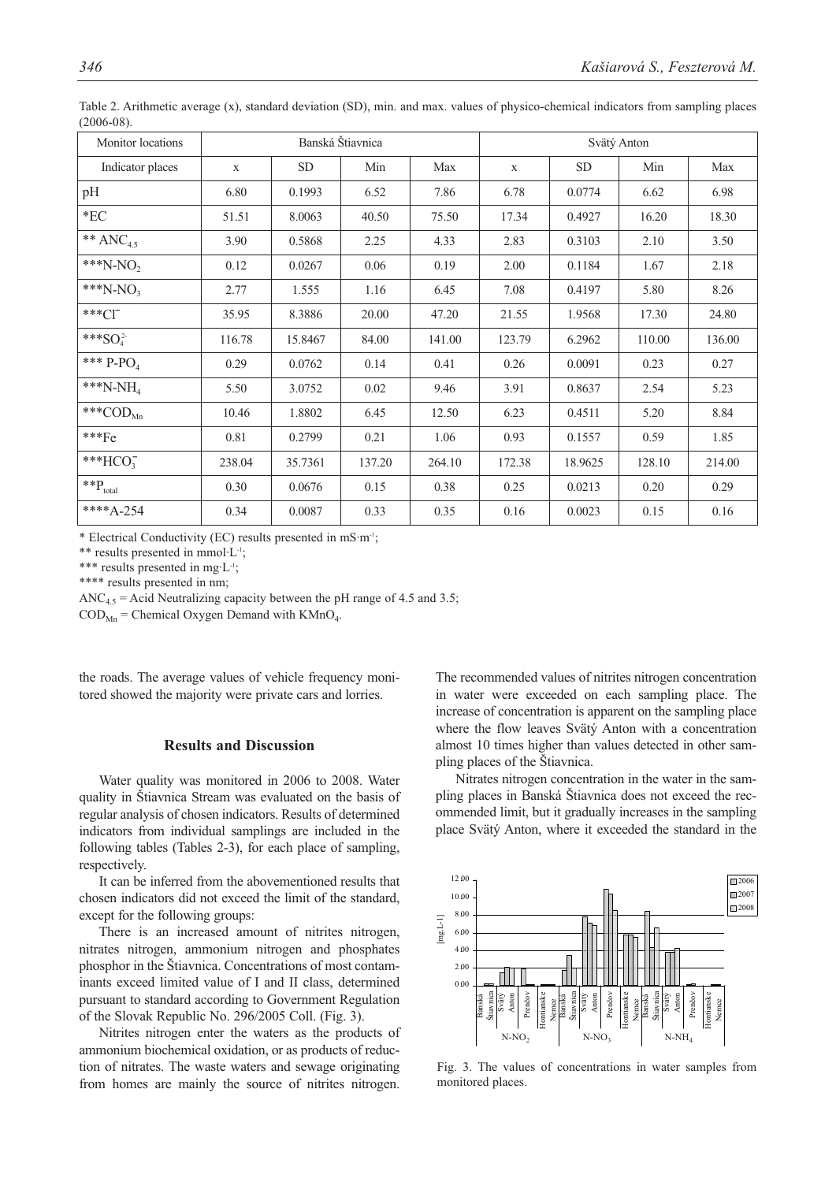Table 2. Arithmetic average (x), standard deviation (SD), min. and max. values of physico-chemical indicators from sampling places (2006-08).

| Monitor locations | Banská Štiavnica | | | | Svätý Anton | | | |
|---|---|---|---|---|---|---|---|---|
| Indicator places | x | SD | Min | Max | x | SD | Min | Max |
| pH | 6.80 | 0.1993 | 6.52 | 7.86 | 6.78 | 0.0774 | 6.62 | 6.98 |
| *EC | 51.51 | 8.0063 | 40.50 | 75.50 | 17.34 | 0.4927 | 16.20 | 18.30 |
| ** $ANC_{4.5}$ | 3.90 | 0.5868 | 2.25 | 4.33 | 2.83 | 0.3103 | 2.10 | 3.50 |
| ***$N\text{-}NO_2$ | 0.12 | 0.0267 | 0.06 | 0.19 | 2.00 | 0.1184 | 1.67 | 2.18 |
| ***$N\text{-}NO_3$ | 2.77 | 1.555 | 1.16 | 6.45 | 7.08 | 0.4197 | 5.80 | 8.26 |
| ***$Cl^-$ | 35.95 | 8.3886 | 20.00 | 47.20 | 21.55 | 1.9568 | 17.30 | 24.80 |
| ***$SO_4^{2-}$ | 116.78 | 15.8467 | 84.00 | 141.00 | 123.79 | 6.2962 | 110.00 | 136.00 |
| *** $P\text{-}PO_4$ | 0.29 | 0.0762 | 0.14 | 0.41 | 0.26 | 0.0091 | 0.23 | 0.27 |
| ***$N\text{-}NH_4$ | 5.50 | 3.0752 | 0.02 | 9.46 | 3.91 | 0.8637 | 2.54 | 5.23 |
| ***$COD_{Mn}$ | 10.46 | 1.8802 | 6.45 | 12.50 | 6.23 | 0.4511 | 5.20 | 8.84 |
| ***Fe | 0.81 | 0.2799 | 0.21 | 1.06 | 0.93 | 0.1557 | 0.59 | 1.85 |
| ***$HCO_3^-$ | 238.04 | 35.7361 | 137.20 | 264.10 | 172.38 | 18.9625 | 128.10 | 214.00 |
| **$P_{total}$ | 0.30 | 0.0676 | 0.15 | 0.38 | 0.25 | 0.0213 | 0.20 | 0.29 |
| ****A-254 | 0.34 | 0.0087 | 0.33 | 0.35 | 0.16 | 0.0023 | 0.15 | 0.16 |

\* Electrical Conductivity (EC) results presented in $mS{\cdot}m^{-1}$;

** results presented in $mmol{\cdot}L^{-1}$;

*** results presented in $mg{\cdot}L^{-1}$;

**** results presented in nm;

$ANC_{4.5}$ = Acid Neutralizing capacity between the pH range of 4.5 and 3.5;

$COD_{Mn}$ = Chemical Oxygen Demand with $KMnO_4$.

the roads. The average values of vehicle frequency monitored showed the majority were private cars and lorries.

## Results and Discussion

Water quality was monitored in 2006 to 2008. Water quality in Štiavnica Stream was evaluated on the basis of regular analysis of chosen indicators. Results of determined indicators from individual samplings are included in the following tables (Tables 2-3), for each place of sampling, respectively.

It can be inferred from the abovementioned results that chosen indicators did not exceed the limit of the standard, except for the following groups:

There is an increased amount of nitrites nitrogen, nitrates nitrogen, ammonium nitrogen and phosphates phosphor in the Štiavnica. Concentrations of most contaminants exceed limited value of I and II class, determined pursuant to standard according to Government Regulation of the Slovak Republic No. 296/2005 Coll. (Fig. 3).

Nitrites nitrogen enter the waters as the products of ammonium biochemical oxidation, or as products of reduction of nitrates. The waste waters and sewage originating from homes are mainly the source of nitrites nitrogen. The recommended values of nitrites nitrogen concentration in water were exceeded on each sampling place. The increase of concentration is apparent on the sampling place where the flow leaves Svätý Anton with a concentration almost 10 times higher than values detected in other sampling places of the Štiavnica.

Nitrates nitrogen concentration in the water in the sampling places in Banská Štiavnica does not exceed the recommended limit, but it gradually increases in the sampling place Svätý Anton, where it exceeded the standard in the

Fig. 3. The values of concentrations in water samples from monitored places.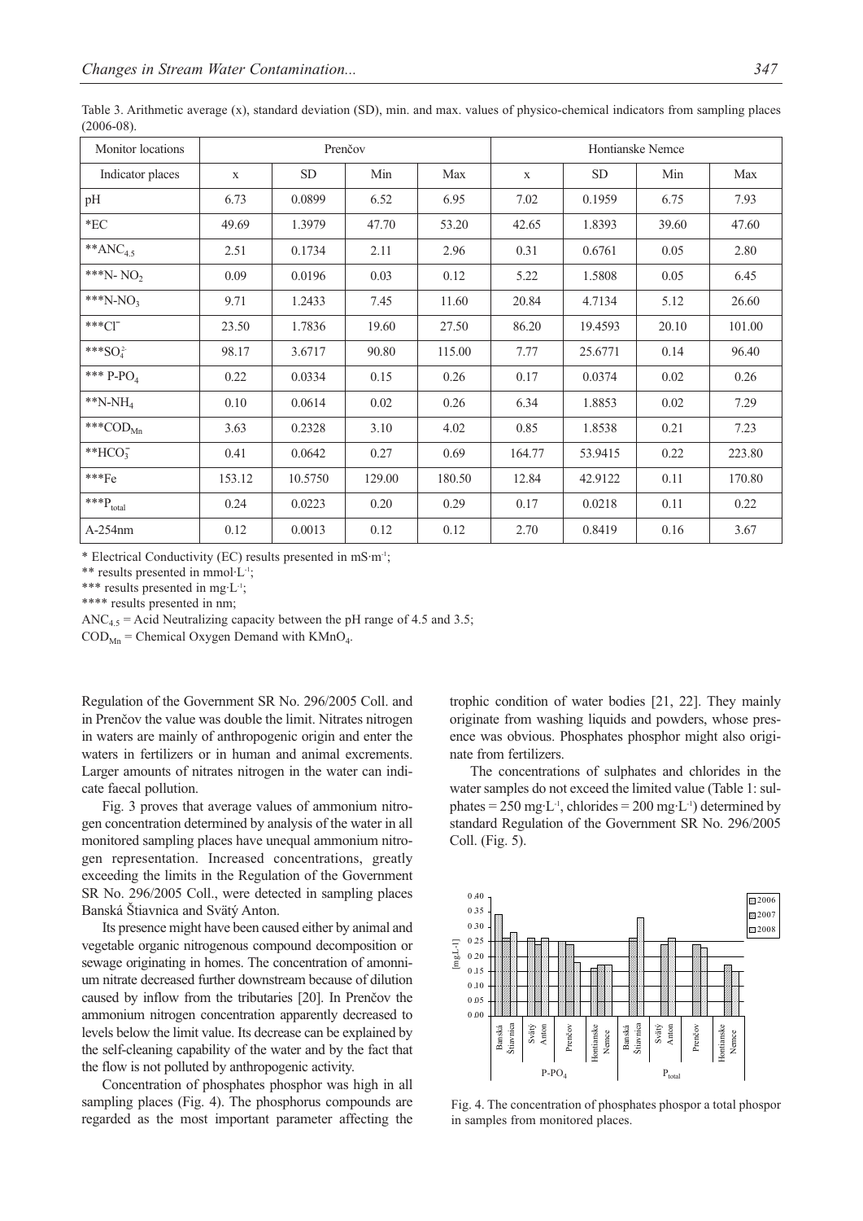Table 3. Arithmetic average (x), standard deviation (SD), min. and max. values of physico-chemical indicators from sampling places (2006-08).

| Monitor locations | Prenčov | | | | Hontianske Nemce | | | |
|---|---|---|---|---|---|---|---|---|
| Indicator places | x | SD | Min | Max | x | SD | Min | Max |
| pH | 6.73 | 0.0899 | 6.52 | 6.95 | 7.02 | 0.1959 | 6.75 | 7.93 |
| *EC | 49.69 | 1.3979 | 47.70 | 53.20 | 42.65 | 1.8393 | 39.60 | 47.60 |
| **$ANC_{4.5}$ | 2.51 | 0.1734 | 2.11 | 2.96 | 0.31 | 0.6761 | 0.05 | 2.80 |
| ***N- $NO_2$ | 0.09 | 0.0196 | 0.03 | 0.12 | 5.22 | 1.5808 | 0.05 | 6.45 |
| ***N-$NO_3$ | 9.71 | 1.2433 | 7.45 | 11.60 | 20.84 | 4.7134 | 5.12 | 26.60 |
| ***$Cl^-$ | 23.50 | 1.7836 | 19.60 | 27.50 | 86.20 | 19.4593 | 20.10 | 101.00 |
| ***$SO_4^{2-}$ | 98.17 | 3.6717 | 90.80 | 115.00 | 7.77 | 25.6771 | 0.14 | 96.40 |
| *** P-$PO_4$ | 0.22 | 0.0334 | 0.15 | 0.26 | 0.17 | 0.0374 | 0.02 | 0.26 |
| **N-$NH_4$ | 0.10 | 0.0614 | 0.02 | 0.26 | 6.34 | 1.8853 | 0.02 | 7.29 |
| ***$COD_{Mn}$ | 3.63 | 0.2328 | 3.10 | 4.02 | 0.85 | 1.8538 | 0.21 | 7.23 |
| **$HCO_3^-$ | 0.41 | 0.0642 | 0.27 | 0.69 | 164.77 | 53.9415 | 0.22 | 223.80 |
| ***Fe | 153.12 | 10.5750 | 129.00 | 180.50 | 12.84 | 42.9122 | 0.11 | 170.80 |
| ***$P_{total}$ | 0.24 | 0.0223 | 0.20 | 0.29 | 0.17 | 0.0218 | 0.11 | 0.22 |
| A-254nm | 0.12 | 0.0013 | 0.12 | 0.12 | 2.70 | 0.8419 | 0.16 | 3.67 |

* Electrical Conductivity (EC) results presented in $mS \cdot m^{-1}$;

** results presented in $mmol \cdot L^{-1}$;

*** results presented in $mg \cdot L^{-1}$;

**** results presented in nm;

$ANC_{4.5}$ = Acid Neutralizing capacity between the pH range of 4.5 and 3.5;

$COD_{Mn}$ = Chemical Oxygen Demand with $KMnO_4$.

Regulation of the Government SR No. 296/2005 Coll. and in Prenčov the value was double the limit. Nitrates nitrogen in waters are mainly of anthropogenic origin and enter the waters in fertilizers or in human and animal excrements. Larger amounts of nitrates nitrogen in the water can indicate faecal pollution.

Fig. 3 proves that average values of ammonium nitrogen concentration determined by analysis of the water in all monitored sampling places have unequal ammonium nitrogen representation. Increased concentrations, greatly exceeding the limits in the Regulation of the Government SR No. 296/2005 Coll., were detected in sampling places Banská Štiavnica and Svätý Anton.

Its presence might have been caused either by animal and vegetable organic nitrogenous compound decomposition or sewage originating in homes. The concentration of amonnium nitrate decreased further downstream because of dilution caused by inflow from the tributaries [20]. In Prenčov the ammonium nitrogen concentration apparently decreased to levels below the limit value. Its decrease can be explained by the self-cleaning capability of the water and by the fact that the flow is not polluted by anthropogenic activity.

Concentration of phosphates phosphor was high in all sampling places (Fig. 4). The phosphorus compounds are regarded as the most important parameter affecting the trophic condition of water bodies [21, 22]. They mainly originate from washing liquids and powders, whose presence was obvious. Phosphates phosphor might also originate from fertilizers.

The concentrations of sulphates and chlorides in the water samples do not exceed the limited value (Table 1: sulphates = 250 $mg \cdot L^{-1}$, chlorides = 200 $mg \cdot L^{-1}$) determined by standard Regulation of the Government SR No. 296/2005 Coll. (Fig. 5).

Fig. 4. The concentration of phosphates phospor a total phospor in samples from monitored places.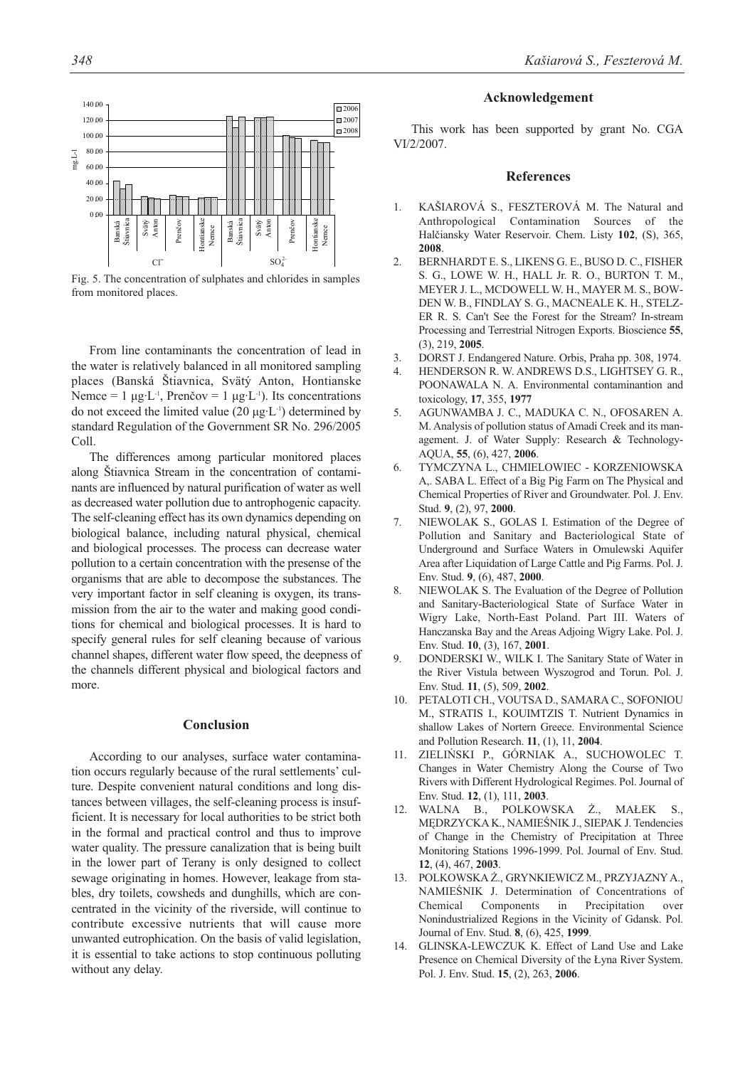Fig. 5. The concentration of sulphates and chlorides in samples from monitored places.

From line contaminants the concentration of lead in the water is relatively balanced in all monitored sampling places (Banská Štiavnica, Svätý Anton, Hontianske Nemce = 1 μg·L$^{-1}$, Prenčov = 1 μg·L$^{-1}$). Its concentrations do not exceed the limited value (20 μg·L$^{-1}$) determined by standard Regulation of the Government SR No. 296/2005 Coll.

The differences among particular monitored places along Štiavnica Stream in the concentration of contaminants are influenced by natural purification of water as well as decreased water pollution due to antrophogenic capacity. The self-cleaning effect has its own dynamics depending on biological balance, including natural physical, chemical and biological processes. The process can decrease water pollution to a certain concentration with the presense of the organisms that are able to decompose the substances. The very important factor in self cleaning is oxygen, its transmission from the air to the water and making good conditions for chemical and biological processes. It is hard to specify general rules for self cleaning because of various channel shapes, different water flow speed, the deepness of the channels different physical and biological factors and more.

## Conclusion

According to our analyses, surface water contamination occurs regularly because of the rural settlements' culture. Despite convenient natural conditions and long distances between villages, the self-cleaning process is insufficient. It is necessary for local authorities to be strict both in the formal and practical control and thus to improve water quality. The pressure canalization that is being built in the lower part of Terany is only designed to collect sewage originating in homes. However, leakage from stables, dry toilets, cowsheds and dunghills, which are concentrated in the vicinity of the riverside, will continue to contribute excessive nutrients that will cause more unwanted eutrophication. On the basis of valid legislation, it is essential to take actions to stop continuous polluting without any delay.

## Acknowledgement

This work has been supported by grant No. CGA VI/2/2007.

## References

1. KAŠIAROVÁ S., FESZTEROVÁ M. The Natural and Anthropological Contamination Sources of the Halčiansky Water Reservoir. Chem. Listy **102**, (S), 365, **2008**.
2. BERNHARDT E. S., LIKENS G. E., BUSO D. C., FISHER S. G., LOWE W. H., HALL Jr. R. O., BURTON T. M., MEYER J. L., MCDOWELL W. H., MAYER M. S., BOWDEN W. B., FINDLAY S. G., MACNEALE K. H., STELZER R. S. Can't See the Forest for the Stream? In-stream Processing and Terrestrial Nitrogen Exports. Bioscience **55**, (3), 219, **2005**.
3. DORST J. Endangered Nature. Orbis, Praha pp. 308, 1974.
4. HENDERSON R. W. ANDREWS D.S., LIGHTSEY G. R., POONAWALA N. A. Environmental contaminantion and toxicology, **17**, 355, **1977**
5. AGUNWAMBA J. C., MADUKA C. N., OFOSAREN A. M. Analysis of pollution status of Amadi Creek and its management. J. of Water Supply: Research & Technology-AQUA, **55**, (6), 427, **2006**.
6. TYMCZYNA L., CHMIELOWIEC - KORZENIOWSKA A,. SABA L. Effect of a Big Pig Farm on The Physical and Chemical Properties of River and Groundwater. Pol. J. Env. Stud. **9**, (2), 97, **2000**.
7. NIEWOLAK S., GOLAS I. Estimation of the Degree of Pollution and Sanitary and Bacteriological State of Underground and Surface Waters in Omulewski Aquifer Area after Liquidation of Large Cattle and Pig Farms. Pol. J. Env. Stud. **9**, (6), 487, **2000**.
8. NIEWOLAK S. The Evaluation of the Degree of Pollution and Sanitary-Bacteriological State of Surface Water in Wigry Lake, North-East Poland. Part III. Waters of Hanczanska Bay and the Areas Adjoing Wigry Lake. Pol. J. Env. Stud. **10**, (3), 167, **2001**.
9. DONDERSKI W., WILK I. The Sanitary State of Water in the River Vistula between Wyszogrod and Torun. Pol. J. Env. Stud. **11**, (5), 509, **2002**.
10. PETALOTI CH., VOUTSA D., SAMARA C., SOFONIOU M., STRATIS I., KOUIMTZIS T. Nutrient Dynamics in shallow Lakes of Nortern Greece. Environmental Science and Pollution Research. **11**, (1), 11, **2004**.
11. ZIELIŃSKI P., GÓRNIAK A., SUCHOWOLEC T. Changes in Water Chemistry Along the Course of Two Rivers with Different Hydrological Regimes. Pol. Journal of Env. Stud. **12**, (1), 111, **2003**.
12. WALNA B., POLKOWSKA Ż., MAŁEK S., MĘDRZYCKA K., NAMIEŚNIK J., SIEPAK J. Tendencies of Change in the Chemistry of Precipitation at Three Monitoring Stations 1996-1999. Pol. Journal of Env. Stud. **12**, (4), 467, **2003**.
13. POLKOWSKA Ż., GRYNKIEWICZ M., PRZYJAZNY A., NAMIEŚNIK J. Determination of Concentrations of Chemical Components in Precipitation over Nonindustrialized Regions in the Vicinity of Gdansk. Pol. Journal of Env. Stud. **8**, (6), 425, **1999**.
14. GLINSKA-LEWCZUK K. Effect of Land Use and Lake Presence on Chemical Diversity of the Łyna River System. Pol. J. Env. Stud. **15**, (2), 263, **2006**.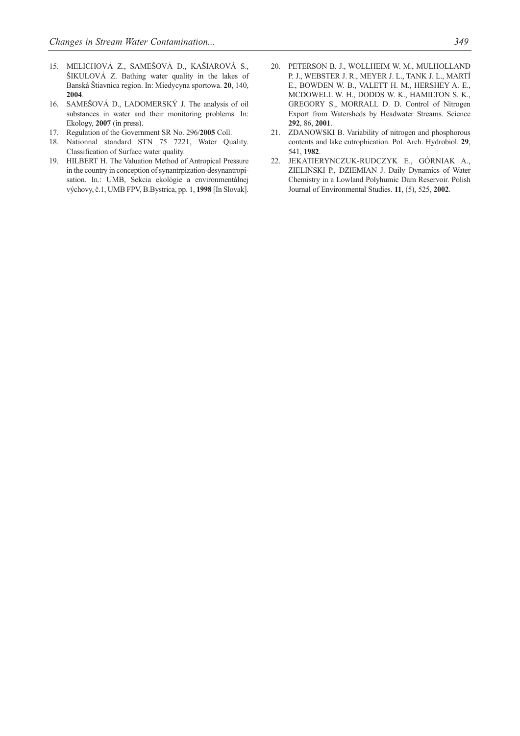15. MELICHOVÁ Z., SAMEŠOVÁ D., KAŠIAROVÁ S., ŠIKULOVÁ Z. Bathing water quality in the lakes of Banská Štiavnica region. In: Miedycyna sportowa. **20**, 140, **2004**.
16. SAMEŠOVÁ D., LADOMERSKÝ J. The analysis of oil substances in water and their monitoring problems. In: Ekology, **2007** (in press).
17. Regulation of the Government SR No. 296/**2005** Coll.
18. Nationnal standard STN 75 7221, Water Quality. Classification of Surface water quality.
19. HILBERT H. The Valuation Method of Antropical Pressure in the country in conception of synantrpization-desynantropisation. In.: UMB, Sekcia ekológie a environmentálnej výchovy, č.1, UMB FPV, B.Bystrica, pp. 1, **1998** [In Slovak].
20. PETERSON B. J., WOLLHEIM W. M., MULHOLLAND P. J., WEBSTER J. R., MEYER J. L., TANK J. L., MARTÍ E., BOWDEN W. B., VALETT H. M., HERSHEY A. E., MCDOWELL W. H., DODDS W. K., HAMILTON S. K., GREGORY S., MORRALL D. D. Control of Nitrogen Export from Watersheds by Headwater Streams. Science **292**, 86, **2001**.
21. ZDANOWSKI B. Variability of nitrogen and phosphorous contents and lake eutrophication. Pol. Arch. Hydrobiol. **29**, 541, **1982**.
22. JEKATIERYNCZUK-RUDCZYK E., GÓRNIAK A., ZIELIŃSKI P., DZIEMIAN J. Daily Dynamics of Water Chemistry in a Lowland Polyhumic Dam Reservoir. Polish Journal of Environmental Studies. **11**, (5), 525, **2002**.